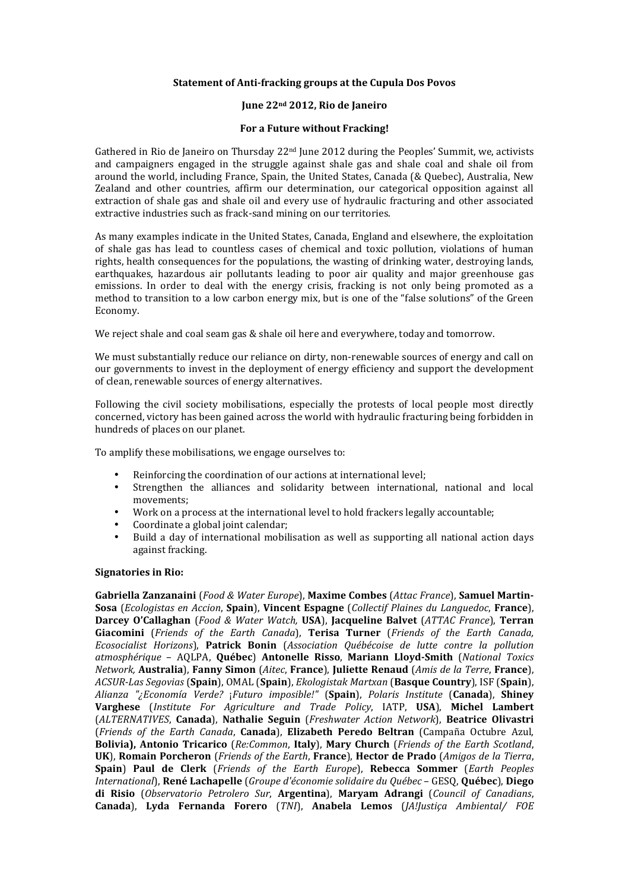**Statement of Anti-fracking groups at the Cupula Dos Povos**

**June 22nd 2012, Rio de Janeiro**

**For a Future without Fracking!**

Gathered in Rio de Janeiro on Thursday 22nd June 2012 during the Peoples' Summit, we, activists and campaigners engaged in the struggle against shale gas and shale coal and shale oil from around the world, including France, Spain, the United States, Canada (& Quebec), Australia, New Zealand and other countries, affirm our determination, our categorical opposition against all extraction of shale gas and shale oil and every use of hydraulic fracturing and other associated extractive industries such as frack-sand mining on our territories.

As many examples indicate in the United States, Canada, England and elsewhere, the exploitation of shale gas has lead to countless cases of chemical and toxic pollution, violations of human rights, health consequences for the populations, the wasting of drinking water, destroying lands, earthquakes, hazardous air pollutants leading to poor air quality and major greenhouse gas emissions. In order to deal with the energy crisis, fracking is not only being promoted as a method to transition to a low carbon energy mix, but is one of the "false solutions" of the Green Economy.

We reject shale and coal seam gas & shale oil here and everywhere, today and tomorrow.

We must substantially reduce our reliance on dirty, non-renewable sources of energy and call on our governments to invest in the deployment of energy efficiency and support the development of clean, renewable sources of energy alternatives.

Following the civil society mobilisations, especially the protests of local people most directly concerned, victory has been gained across the world with hydraulic fracturing being forbidden in hundreds of places on our planet.

To amplify these mobilisations, we engage ourselves to:

- Reinforcing the coordination of our actions at international level;
- Strengthen the alliances and solidarity between international, national and local movements;
- Work on a process at the international level to hold frackers legally accountable;
- Coordinate a global joint calendar;
- Build a day of international mobilisation as well as supporting all national action days against fracking.

**Signatories in Rio:**

**Gabriella Zanzanaini** (*Food & Water Europe*), **Maxime Combes** (*Attac France*), **Samuel Martin-Sosa** (*Ecologistas en Accion*, **Spain**), **Vincent Espagne** (*Collectif Plaines du Languedoc*, **France**), **Darcey O'Callaghan** (*Food & Water Watch,* **USA**), **Jacqueline Balvet** (*ATTAC France*), **Terran Giacomini** (*Friends of the Earth Canada*), **Terisa Turner** (*Friends of the Earth Canada, Ecosocialist Horizons*), **Patrick Bonin** (*Association Québécoise de lutte contre la pollution atmosphérique* – AQLPA, **Québec**) **Antonelle Risso**, **Mariann Lloyd-Smith** (*National Toxics Network,* **Australia**), **Fanny Simon** (*Aitec*, **France**), **Juliette Renaud** (*Amis de la Terre*, **France**), *ACSUR-Las Segovias* (**Spain**), OMAL (**Spain**), *Ekologistak Martxan* (**Basque Country**), ISF (**Spain**), *Alianza "¿Economía Verde?* ¡*Futuro imposible!"* (**Spain**), *Polaris Institute* (**Canada**), **Shiney Varghese** (*Institute For Agriculture and Trade Policy*, IATP, **USA**), **Michel Lambert** (*ALTERNATIVES*, **Canada**), **Nathalie Seguin** (*Freshwater Action Network*), **Beatrice Olivastri** (*Friends of the Earth Canada*, **Canada**), **Elizabeth Peredo Beltran** (Campaña Octubre Azul, **Bolivia), Antonio Tricarico** (*Re:Common*, **Italy**), **Mary Church** (*Friends of the Earth Scotland*, **UK**), **Romain Porcheron** (*Friends of the Earth*, **France**), **Hector de Prado** (*Amigos de la Tierra*, **Spain**) **Paul de Clerk** (*Friends of the Earth Europe*), **Rebecca Sommer** (*Earth Peoples International*), **René Lachapelle** (*Groupe d'économie solidaire du Québec* – GESQ, **Québec**), **Diego di Risio** (*Observatorio Petrolero Sur*, **Argentina**), **Maryam Adrangi** (*Council of Canadians*, **Canada**), **Lyda Fernanda Forero** (*TNI*), **Anabela Lemos** (*JA!Justiça Ambiental/ FOE*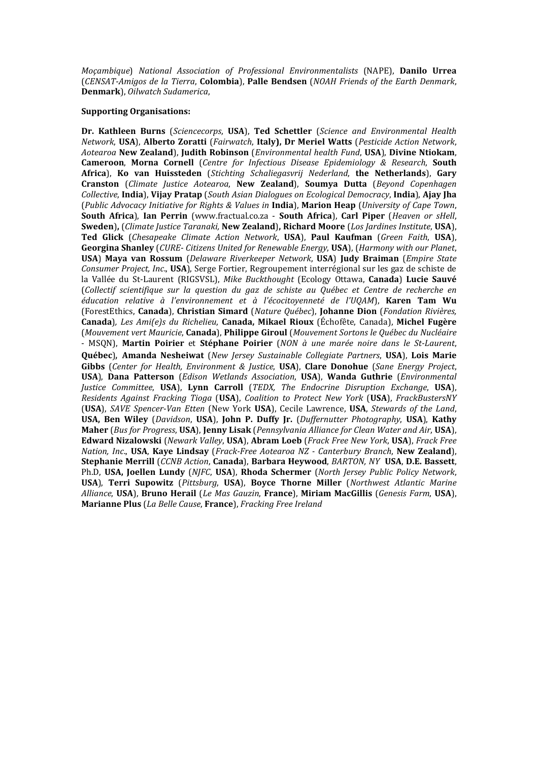*Moçambique*) *National Association of Professional Environmentalists* (NAPE), **Danilo Urrea** (*CENSAT-Amigos de la Tierra*, **Colombia**), **Palle Bendsen** (*NOAH Friends of the Earth Denmark*, **Denmark**), *Oilwatch Sudamerica*,

**Supporting Organisations:**

**Dr. Kathleen Burns** (*Sciencecorps*, **USA**), **Ted Schettler** (*Science and Environmental Health Network*, **USA**), **Alberto Zoratti** (*Fairwatch*, **Italy), Dr Meriel Watts** (*Pesticide Action Network*, *Aotearoa* **New Zealand**), **Judith Robinson** (*Environmental health Fund*, **USA**), **Divine Ntiokam**, **Cameroon**, **Morna Cornell** (*Centre for Infectious Disease Epidemiology & Research*, **South Africa**), **Ko van Huissteden** (*Stichting Schaliegasvrij Nederland*, **the Netherlands**), **Gary Cranston** (*Climate Justice Aotearoa*, **New Zealand**), **Soumya Dutta** (*Beyond Copenhagen Collective*, **India**), **Vijay Pratap** (*South Asian Dialogues on Ecological Democracy*, **India**), **Ajay Jha** (*Public Advocacy Initiative for Rights & Values in* **India**), **Marion Heap** (*University of Cape Town*, **South Africa**), **Ian Perrin** (www.fractual.co.za - **South Africa**), **Carl Piper** (*Heaven or sHell*, **Sweden**)**,** (*Climate Justice Taranaki,* **New Zealand), Richard Moore** (*Los Jardines Institute*, **USA**), **Ted Glick** (*Chesapeake Climate Action Network*, **USA**), **Paul Kaufman** (*Green Faith*, **USA**), **Georgina Shanley** (*CURE- Citizens United for Renewable Energy*, **USA**), (*Harmony with our Planet*, **USA**) **Maya van Rossum** (*Delaware Riverkeeper Network*, **USA**) **Judy Braiman** (*Empire State Consumer Project, Inc*., **USA**), Serge Fortier, Regroupement interrégional sur les gaz de schiste de la Vallée du St-Laurent (RIGSVSL), *Mike Buckthought* (Ecology Ottawa, **Canada**) **Lucie Sauvé** (*Collectif scientifique sur la question du gaz de schiste au Québec et Centre de recherche en éducation relative à l'environnement et à l'écocitoyenneté de l'UQAM*), **Karen Tam Wu** (ForestEthics, **Canada**), **Christian Simard** (*Nature Québec*), **Johanne Dion** (*Fondation Rivières,* **Canada**)*, Les Ami(e)s du Richelieu*, **Canada, Mikael Rioux** (Échofête, Canada), **Michel Fugère** (*Mouvement vert Mauricie*, **Canada**), **Philippe Giroul** (*Mouvement Sortons le Québec du Nucléaire* - MSQN), **Martin Poirier** et **Stéphane Poirier** (*NON à une marée noire dans le St-Laurent*, **Québec**)**, Amanda Nesheiwat** (*New Jersey Sustainable Collegiate Partners*, **USA**), **Lois Marie Gibbs** (*Center for Health, Environment & Justice*, **USA**), **Clare Donohue** (*Sane Energy Project*, **USA**), **Dana Patterson** (*Edison Wetlands Association*, **USA**), **Wanda Guthrie** (*Environmental Justice Committee*, **USA**), **Lynn Carroll** (*TEDX, The Endocrine Disruption Exchange*, **USA**), *Residents Against Fracking Tioga* (**USA**), *Coalition to Protect New York* (**USA**), *FrackBustersNY* (**USA**), *SAVE Spencer-Van Etten* (New York **USA**), Cecile Lawrence, **USA**, *Stewards of the Land*, **USA, Ben Wiley** (*Davidson*, **USA**), **John P. Duffy Jr.** (*Duffernutter Photography*, **USA**), **Kathy Maher** (*Bus for Progress*, **USA**), **Jenny Lisak** (*Pennsylvania Alliance for Clean Water and Air*, **USA**), **Edward Nizalowski** (*Newark Valley*, **USA**), **Abram Loeb** (*Frack Free New York*, **USA**), *Frack Free Nation, Inc*., **USA**, **Kaye Lindsay** (*Frack-Free Aotearoa NZ - Canterbury Branch*, **New Zealand**), **Stephanie Merrill** (*CCNB Action*, **Canada**), **Barbara Heywood**, *BARTON, NY* **USA**, **D.E. Bassett**, Ph.D, **USA, Joellen Lundy** (*NJFC*, **USA**), **Rhoda Schermer** (*North Jersey Public Policy Network*, **USA**), **Terri Supowitz** (*Pittsburg*, **USA**), **Boyce Thorne Miller** (*Northwest Atlantic Marine Alliance*, **USA**), **Bruno Herail** (*Le Mas Gauzin*, **France**), **Miriam MacGillis** (*Genesis Farm*, **USA**), **Marianne Plus** (*La Belle Cause*, **France**), *Fracking Free Ireland*